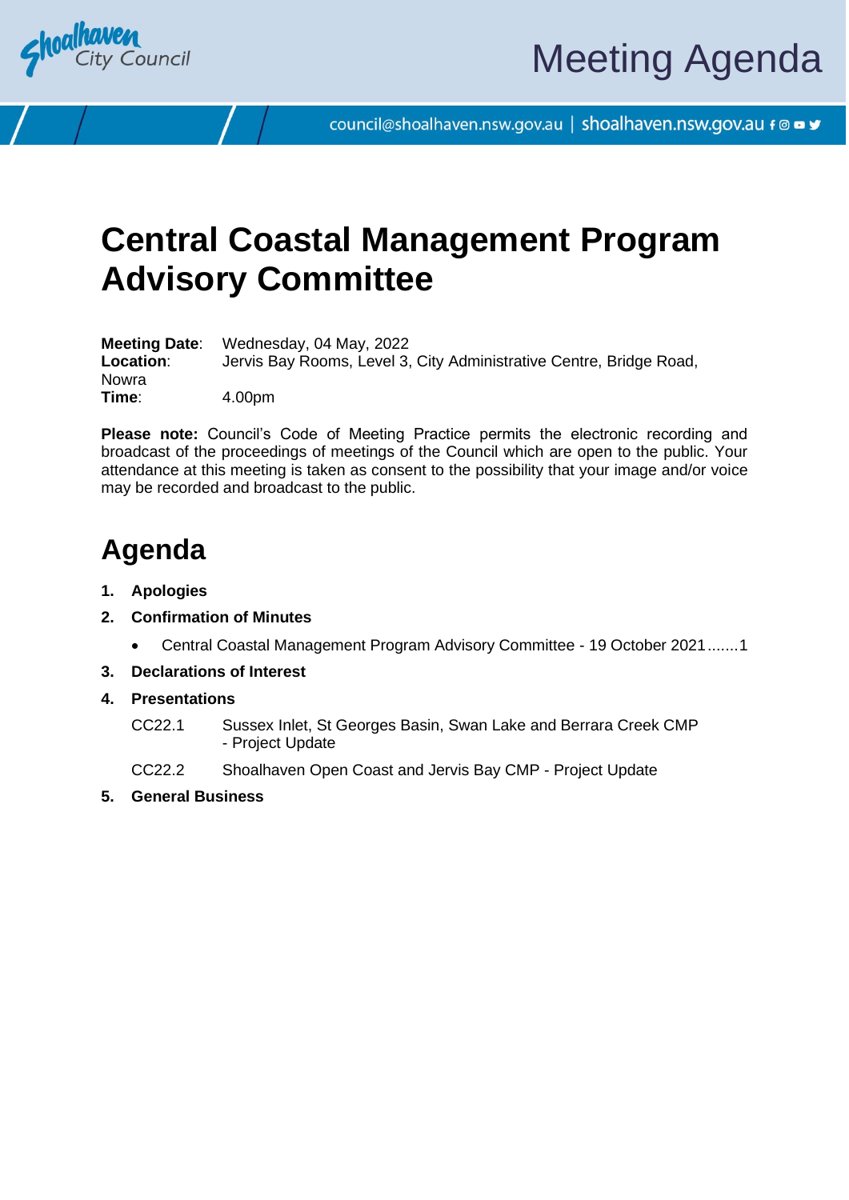# Meeting Agenda

council@shoalhaven.nsw.gov.au | shoalhaven.nsw.gov.au

# Central Coastal Management Program Advisory Committee

**Meeting Date**: Wednesday, 04 May, 2022
**Location**: Jervis Bay Rooms, Level 3, City Administrative Centre, Bridge Road, Nowra
**Time**: 4.00pm

**Please note:** Council's Code of Meeting Practice permits the electronic recording and broadcast of the proceedings of meetings of the Council which are open to the public. Your attendance at this meeting is taken as consent to the possibility that your image and/or voice may be recorded and broadcast to the public.

## Agenda

1. **Apologies**
2. **Confirmation of Minutes**
   - Central Coastal Management Program Advisory Committee - 19 October 2021.......1
3. **Declarations of Interest**
4. **Presentations**

   CC22.1 Sussex Inlet, St Georges Basin, Swan Lake and Berrara Creek CMP - Project Update

   CC22.2 Shoalhaven Open Coast and Jervis Bay CMP - Project Update
5. **General Business**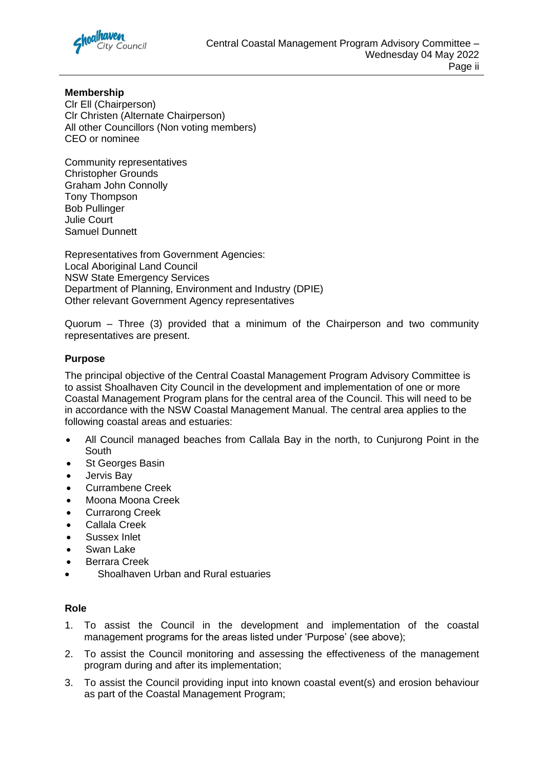**Membership**
Clr Ell (Chairperson)
Clr Christen (Alternate Chairperson)
All other Councillors (Non voting members)
CEO or nominee

Community representatives
Christopher Grounds
Graham John Connolly
Tony Thompson
Bob Pullinger
Julie Court
Samuel Dunnett

Representatives from Government Agencies:
Local Aboriginal Land Council
NSW State Emergency Services
Department of Planning, Environment and Industry (DPIE)
Other relevant Government Agency representatives

Quorum – Three (3) provided that a minimum of the Chairperson and two community representatives are present.

**Purpose**

The principal objective of the Central Coastal Management Program Advisory Committee is to assist Shoalhaven City Council in the development and implementation of one or more Coastal Management Program plans for the central area of the Council. This will need to be in accordance with the NSW Coastal Management Manual. The central area applies to the following coastal areas and estuaries:

- All Council managed beaches from Callala Bay in the north, to Cunjurong Point in the South
- St Georges Basin
- Jervis Bay
- Currambene Creek
- Moona Moona Creek
- Currarong Creek
- Callala Creek
- Sussex Inlet
- Swan Lake
- Berrara Creek
- Shoalhaven Urban and Rural estuaries

**Role**

1. To assist the Council in the development and implementation of the coastal management programs for the areas listed under 'Purpose' (see above);
2. To assist the Council monitoring and assessing the effectiveness of the management program during and after its implementation;
3. To assist the Council providing input into known coastal event(s) and erosion behaviour as part of the Coastal Management Program;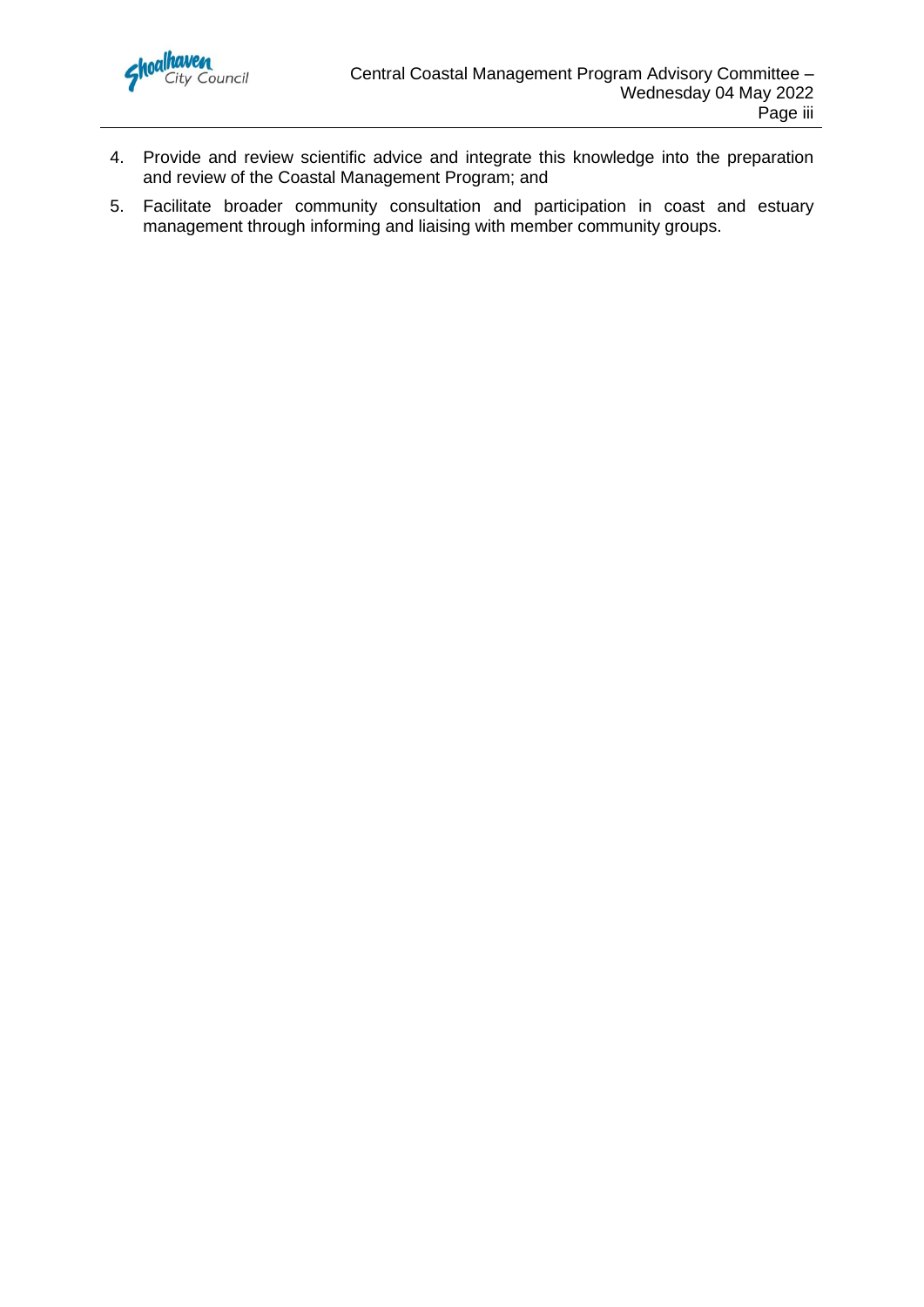4. Provide and review scientific advice and integrate this knowledge into the preparation and review of the Coastal Management Program; and
5. Facilitate broader community consultation and participation in coast and estuary management through informing and liaising with member community groups.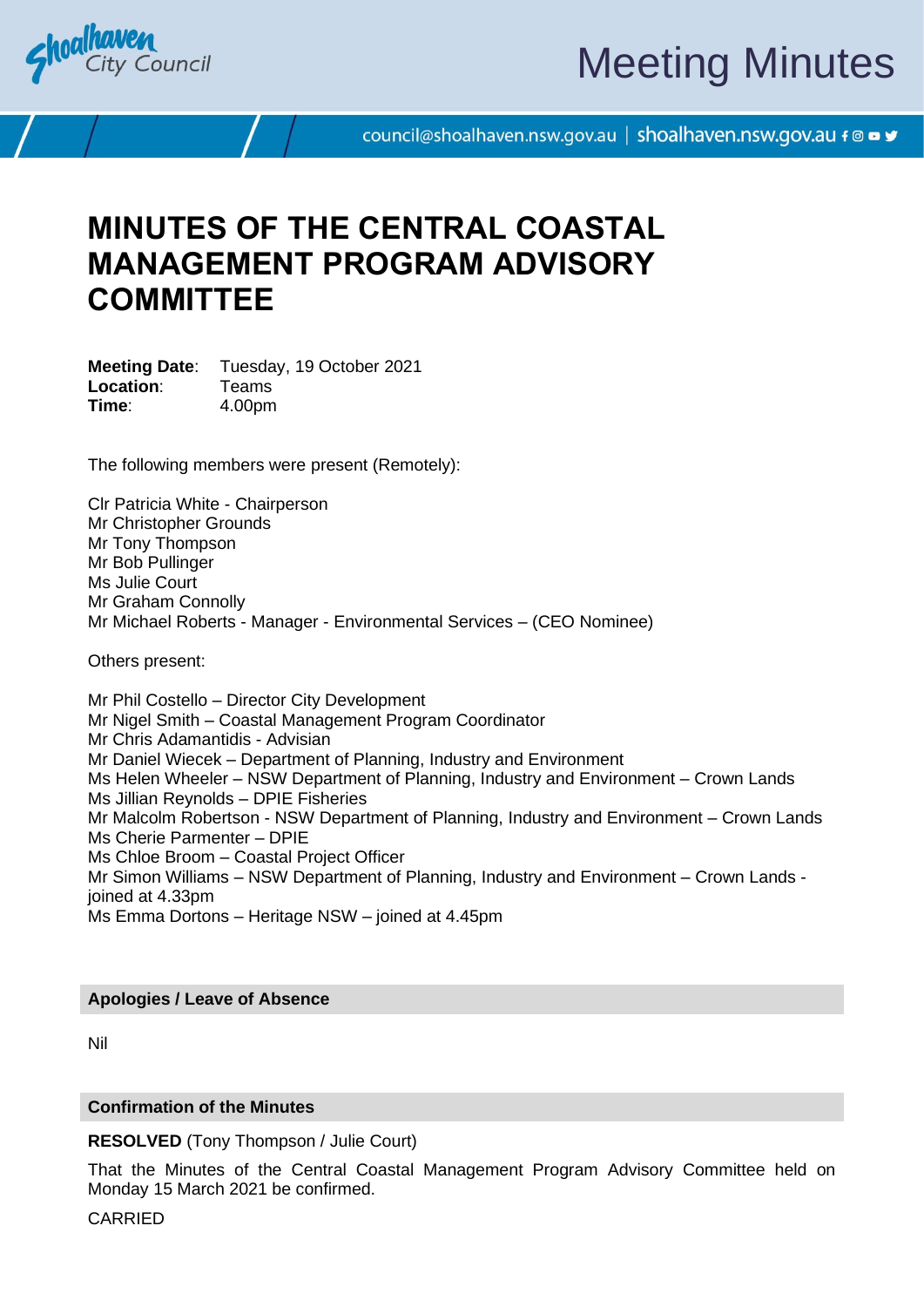# MINUTES OF THE CENTRAL COASTAL MANAGEMENT PROGRAM ADVISORY COMMITTEE

**Meeting Date**: Tuesday, 19 October 2021
**Location**: Teams
**Time**: 4.00pm

The following members were present (Remotely):

Clr Patricia White - Chairperson
Mr Christopher Grounds
Mr Tony Thompson
Mr Bob Pullinger
Ms Julie Court
Mr Graham Connolly
Mr Michael Roberts - Manager - Environmental Services – (CEO Nominee)

Others present:

Mr Phil Costello – Director City Development
Mr Nigel Smith – Coastal Management Program Coordinator
Mr Chris Adamantidis - Advisian
Mr Daniel Wiecek – Department of Planning, Industry and Environment
Ms Helen Wheeler – NSW Department of Planning, Industry and Environment – Crown Lands
Ms Jillian Reynolds – DPIE Fisheries
Mr Malcolm Robertson - NSW Department of Planning, Industry and Environment – Crown Lands
Ms Cherie Parmenter – DPIE
Ms Chloe Broom – Coastal Project Officer
Mr Simon Williams – NSW Department of Planning, Industry and Environment – Crown Lands - joined at 4.33pm
Ms Emma Dortons – Heritage NSW – joined at 4.45pm

## Apologies / Leave of Absence

Nil

## Confirmation of the Minutes

**RESOLVED** (Tony Thompson / Julie Court)

That the Minutes of the Central Coastal Management Program Advisory Committee held on Monday 15 March 2021 be confirmed.

CARRIED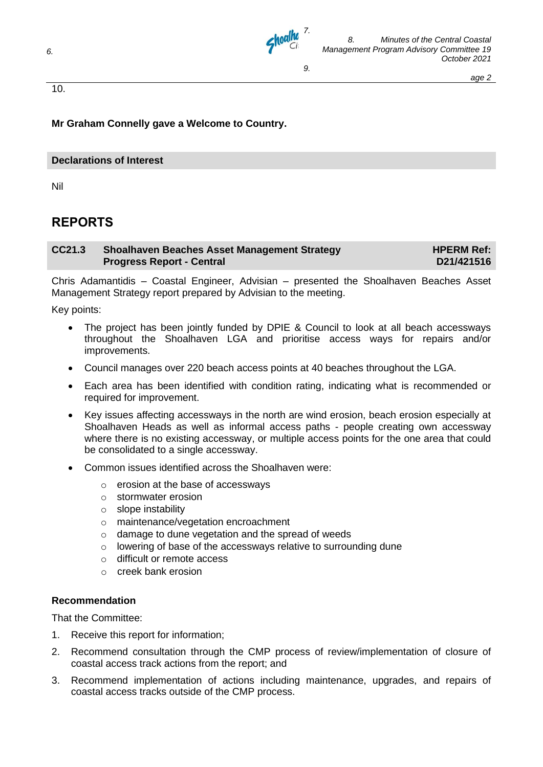**Mr Graham Connelly gave a Welcome to Country.**

## Declarations of Interest

Nil

# REPORTS

## CC21.3 Shoalhaven Beaches Asset Management Strategy Progress Report - Central

**HPERM Ref: D21/421516**

Chris Adamantidis – Coastal Engineer, Advisian – presented the Shoalhaven Beaches Asset Management Strategy report prepared by Advisian to the meeting.

Key points:

- The project has been jointly funded by DPIE & Council to look at all beach accessways throughout the Shoalhaven LGA and prioritise access ways for repairs and/or improvements.
- Council manages over 220 beach access points at 40 beaches throughout the LGA.
- Each area has been identified with condition rating, indicating what is recommended or required for improvement.
- Key issues affecting accessways in the north are wind erosion, beach erosion especially at Shoalhaven Heads as well as informal access paths - people creating own accessway where there is no existing accessway, or multiple access points for the one area that could be consolidated to a single accessway.
- Common issues identified across the Shoalhaven were:
  - erosion at the base of accessways
  - stormwater erosion
  - slope instability
  - maintenance/vegetation encroachment
  - damage to dune vegetation and the spread of weeds
  - lowering of base of the accessways relative to surrounding dune
  - difficult or remote access
  - creek bank erosion

### Recommendation

That the Committee:

1. Receive this report for information;
2. Recommend consultation through the CMP process of review/implementation of closure of coastal access track actions from the report; and
3. Recommend implementation of actions including maintenance, upgrades, and repairs of coastal access tracks outside of the CMP process.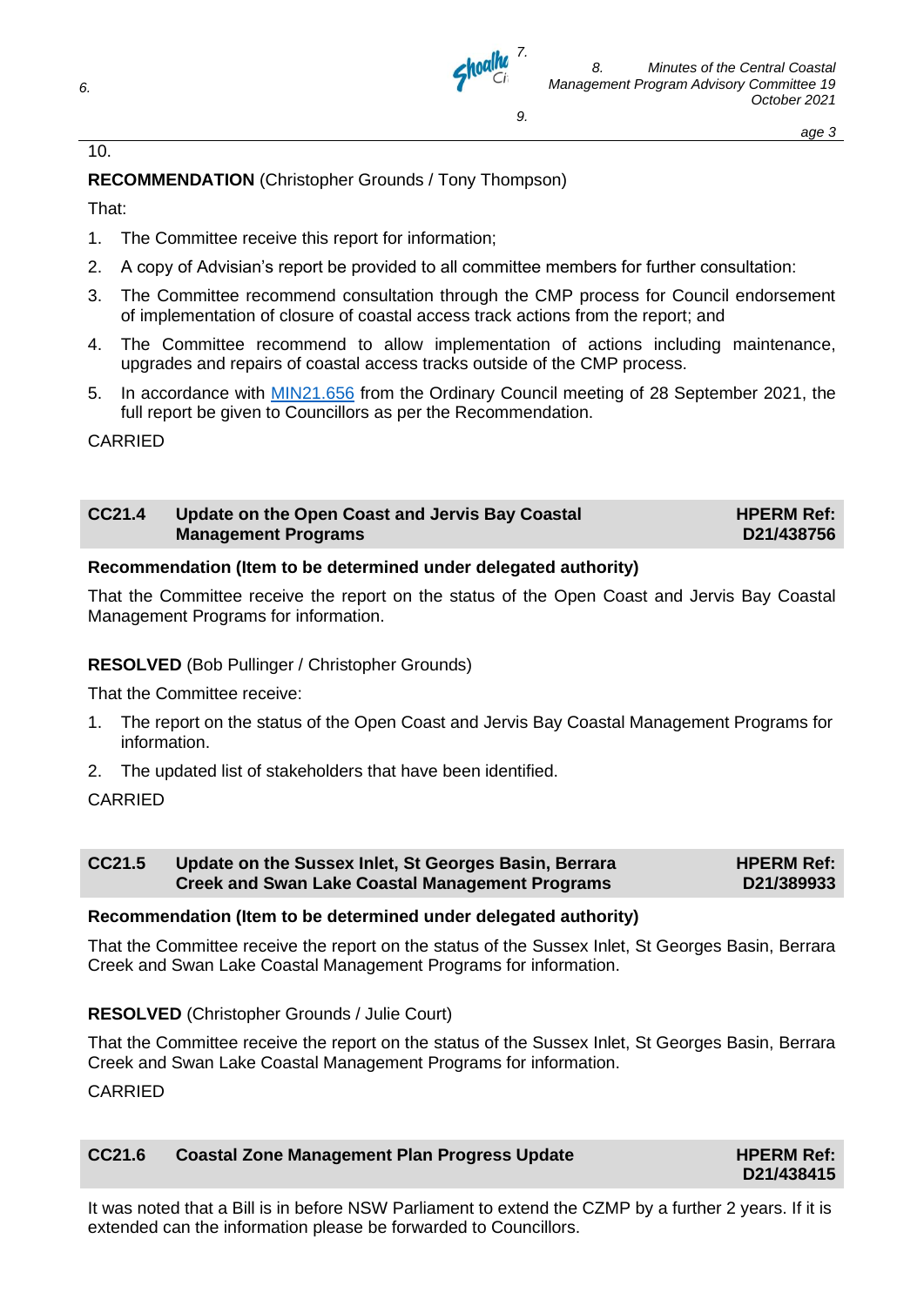**RECOMMENDATION** (Christopher Grounds / Tony Thompson)

That:

1. The Committee receive this report for information;
2. A copy of Advisian's report be provided to all committee members for further consultation:
3. The Committee recommend consultation through the CMP process for Council endorsement of implementation of closure of coastal access track actions from the report; and
4. The Committee recommend to allow implementation of actions including maintenance, upgrades and repairs of coastal access tracks outside of the CMP process.
5. In accordance with MIN21.656 from the Ordinary Council meeting of 28 September 2021, the full report be given to Councillors as per the Recommendation.

CARRIED

## CC21.4 Update on the Open Coast and Jervis Bay Coastal Management Programs

**HPERM Ref: D21/438756**

**Recommendation (Item to be determined under delegated authority)**

That the Committee receive the report on the status of the Open Coast and Jervis Bay Coastal Management Programs for information.

**RESOLVED** (Bob Pullinger / Christopher Grounds)

That the Committee receive:

1. The report on the status of the Open Coast and Jervis Bay Coastal Management Programs for information.
2. The updated list of stakeholders that have been identified.

CARRIED

## CC21.5 Update on the Sussex Inlet, St Georges Basin, Berrara Creek and Swan Lake Coastal Management Programs

**HPERM Ref: D21/389933**

**Recommendation (Item to be determined under delegated authority)**

That the Committee receive the report on the status of the Sussex Inlet, St Georges Basin, Berrara Creek and Swan Lake Coastal Management Programs for information.

**RESOLVED** (Christopher Grounds / Julie Court)

That the Committee receive the report on the status of the Sussex Inlet, St Georges Basin, Berrara Creek and Swan Lake Coastal Management Programs for information.

CARRIED

## CC21.6 Coastal Zone Management Plan Progress Update

**HPERM Ref: D21/438415**

It was noted that a Bill is in before NSW Parliament to extend the CZMP by a further 2 years. If it is extended can the information please be forwarded to Councillors.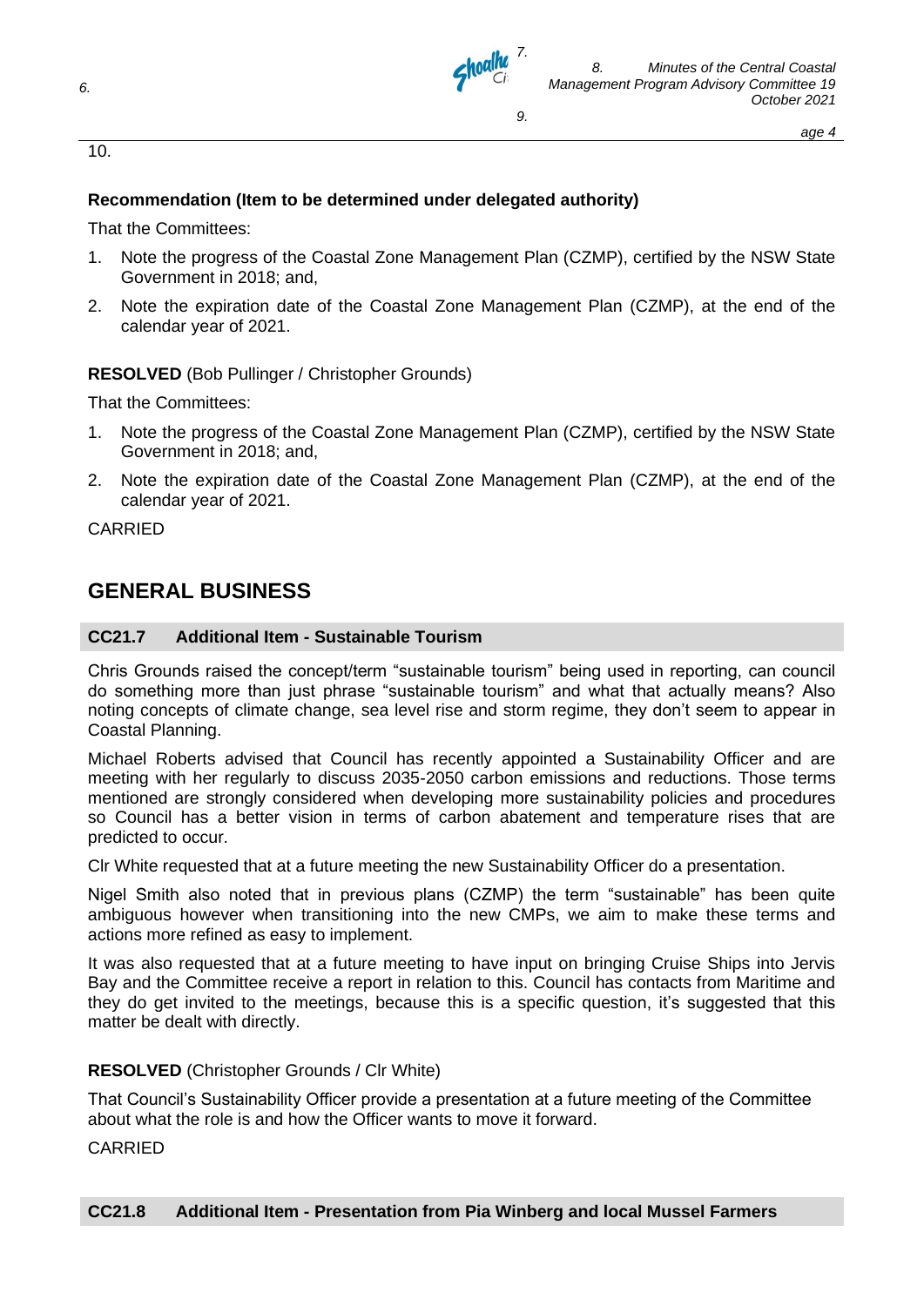**Recommendation (Item to be determined under delegated authority)**

That the Committees:

1. Note the progress of the Coastal Zone Management Plan (CZMP), certified by the NSW State Government in 2018; and,
2. Note the expiration date of the Coastal Zone Management Plan (CZMP), at the end of the calendar year of 2021.

**RESOLVED** (Bob Pullinger / Christopher Grounds)

That the Committees:

1. Note the progress of the Coastal Zone Management Plan (CZMP), certified by the NSW State Government in 2018; and,
2. Note the expiration date of the Coastal Zone Management Plan (CZMP), at the end of the calendar year of 2021.

CARRIED

## GENERAL BUSINESS

### CC21.7 Additional Item - Sustainable Tourism

Chris Grounds raised the concept/term “sustainable tourism” being used in reporting, can council do something more than just phrase “sustainable tourism” and what that actually means? Also noting concepts of climate change, sea level rise and storm regime, they don’t seem to appear in Coastal Planning.

Michael Roberts advised that Council has recently appointed a Sustainability Officer and are meeting with her regularly to discuss 2035-2050 carbon emissions and reductions. Those terms mentioned are strongly considered when developing more sustainability policies and procedures so Council has a better vision in terms of carbon abatement and temperature rises that are predicted to occur.

Clr White requested that at a future meeting the new Sustainability Officer do a presentation.

Nigel Smith also noted that in previous plans (CZMP) the term “sustainable” has been quite ambiguous however when transitioning into the new CMPs, we aim to make these terms and actions more refined as easy to implement.

It was also requested that at a future meeting to have input on bringing Cruise Ships into Jervis Bay and the Committee receive a report in relation to this. Council has contacts from Maritime and they do get invited to the meetings, because this is a specific question, it’s suggested that this matter be dealt with directly.

**RESOLVED** (Christopher Grounds / Clr White)

That Council’s Sustainability Officer provide a presentation at a future meeting of the Committee about what the role is and how the Officer wants to move it forward.

CARRIED

### CC21.8 Additional Item - Presentation from Pia Winberg and local Mussel Farmers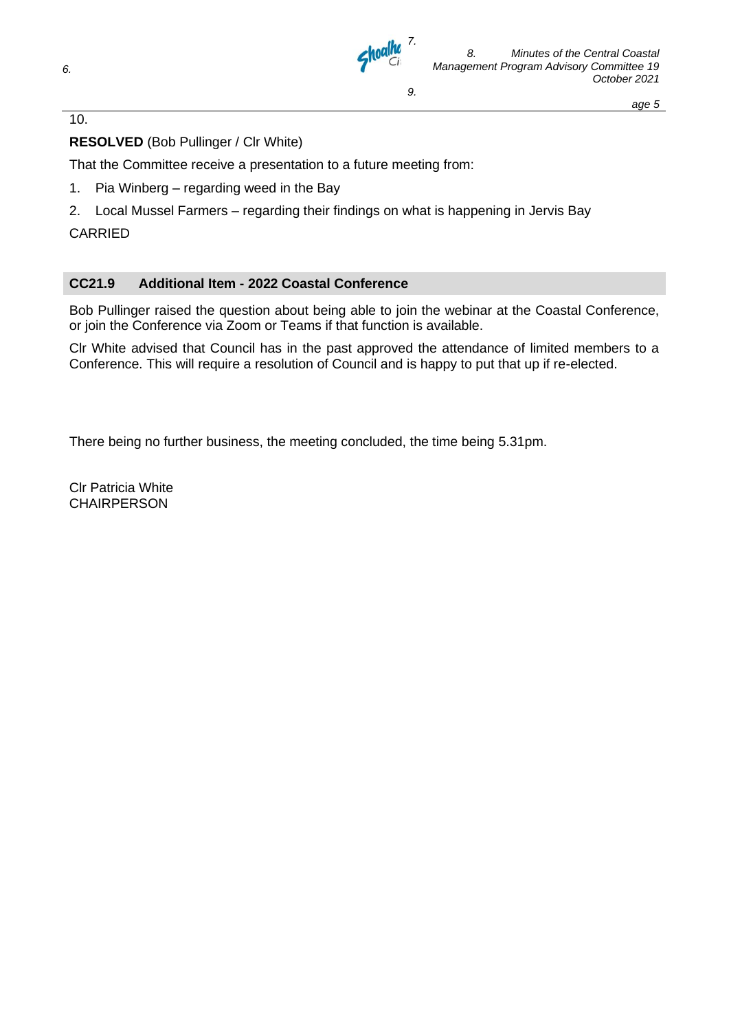**RESOLVED** (Bob Pullinger / Clr White)

That the Committee receive a presentation to a future meeting from:

1. Pia Winberg – regarding weed in the Bay
2. Local Mussel Farmers – regarding their findings on what is happening in Jervis Bay

CARRIED

## CC21.9 Additional Item - 2022 Coastal Conference

Bob Pullinger raised the question about being able to join the webinar at the Coastal Conference, or join the Conference via Zoom or Teams if that function is available.

Clr White advised that Council has in the past approved the attendance of limited members to a Conference. This will require a resolution of Council and is happy to put that up if re-elected.

There being no further business, the meeting concluded, the time being 5.31pm.

Clr Patricia White
CHAIRPERSON